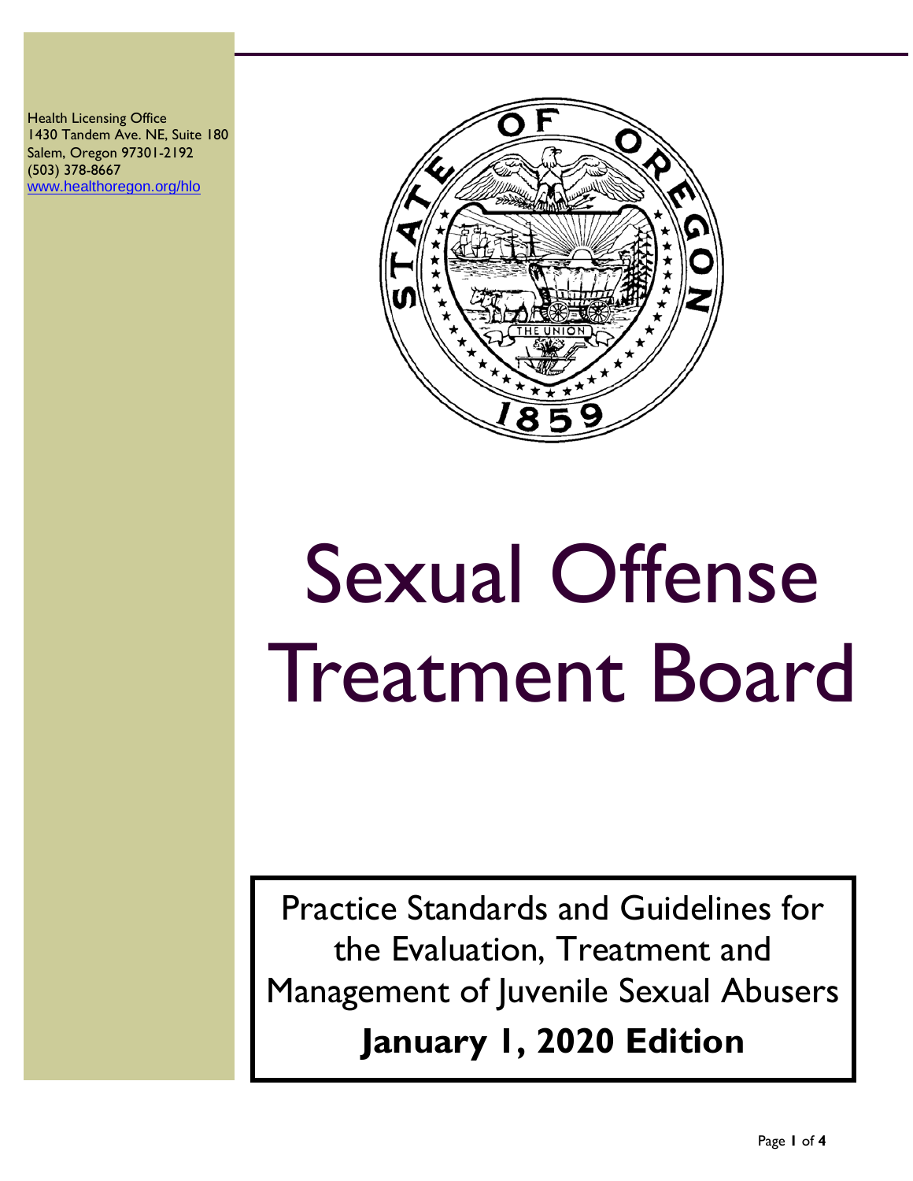Health Licensing Office
1430 Tandem Ave. NE, Suite 180
Salem, Oregon 97301-2192
(503) 378-8667
www.healthoregon.org/hlo

# Sexual Offense Treatment Board

Practice Standards and Guidelines for the Evaluation, Treatment and Management of Juvenile Sexual Abusers

**January 1, 2020 Edition**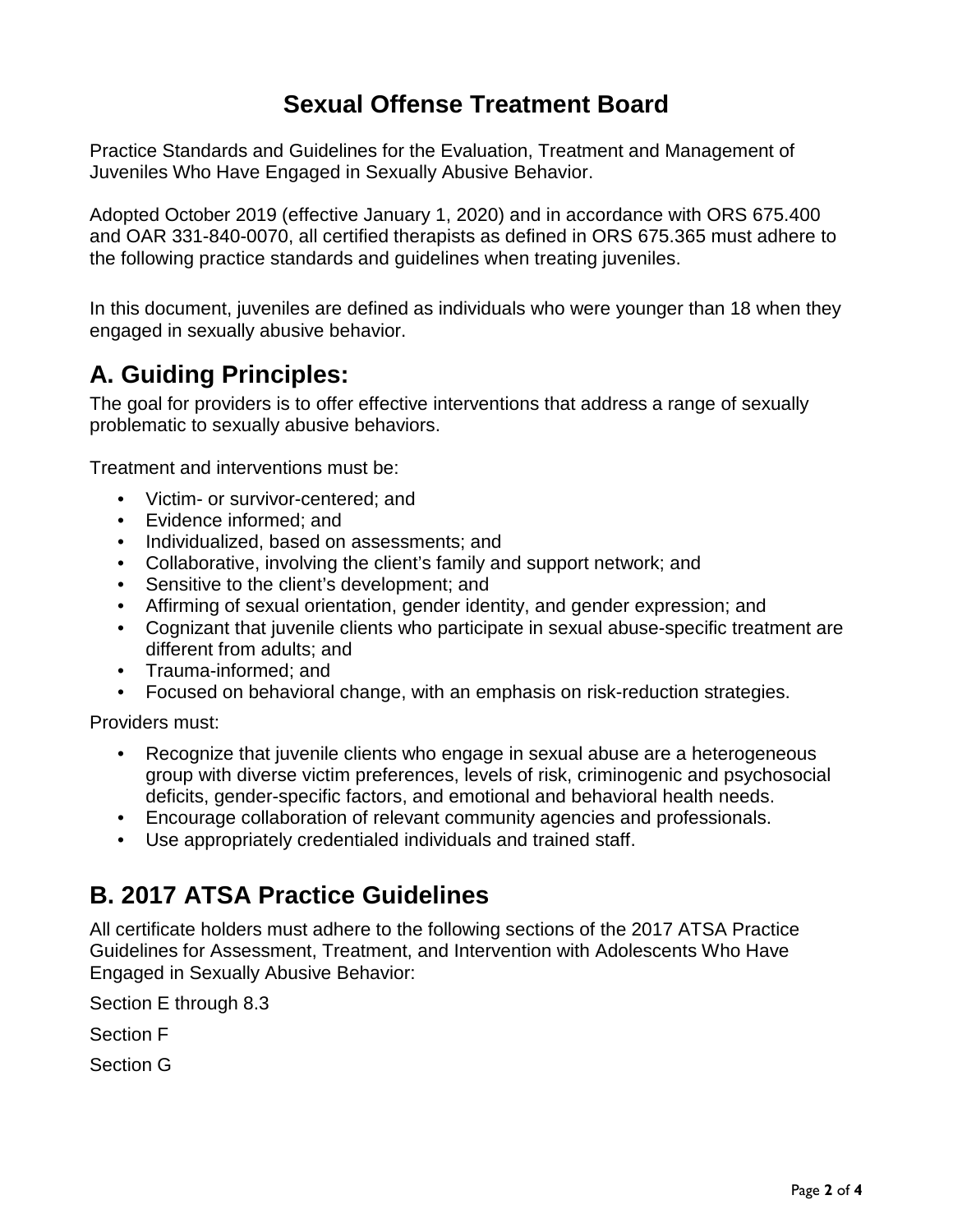# Sexual Offense Treatment Board

Practice Standards and Guidelines for the Evaluation, Treatment and Management of Juveniles Who Have Engaged in Sexually Abusive Behavior.

Adopted October 2019 (effective January 1, 2020) and in accordance with ORS 675.400 and OAR 331-840-0070, all certified therapists as defined in ORS 675.365 must adhere to the following practice standards and guidelines when treating juveniles.

In this document, juveniles are defined as individuals who were younger than 18 when they engaged in sexually abusive behavior.

## A. Guiding Principles:

The goal for providers is to offer effective interventions that address a range of sexually problematic to sexually abusive behaviors.

Treatment and interventions must be:

- Victim- or survivor-centered; and
- Evidence informed; and
- Individualized, based on assessments; and
- Collaborative, involving the client's family and support network; and
- Sensitive to the client's development; and
- Affirming of sexual orientation, gender identity, and gender expression; and
- Cognizant that juvenile clients who participate in sexual abuse-specific treatment are different from adults; and
- Trauma-informed; and
- Focused on behavioral change, with an emphasis on risk-reduction strategies.

Providers must:

- Recognize that juvenile clients who engage in sexual abuse are a heterogeneous group with diverse victim preferences, levels of risk, criminogenic and psychosocial deficits, gender-specific factors, and emotional and behavioral health needs.
- Encourage collaboration of relevant community agencies and professionals.
- Use appropriately credentialed individuals and trained staff.

## B. 2017 ATSA Practice Guidelines

All certificate holders must adhere to the following sections of the 2017 ATSA Practice Guidelines for Assessment, Treatment, and Intervention with Adolescents Who Have Engaged in Sexually Abusive Behavior:

Section E through 8.3

Section F

Section G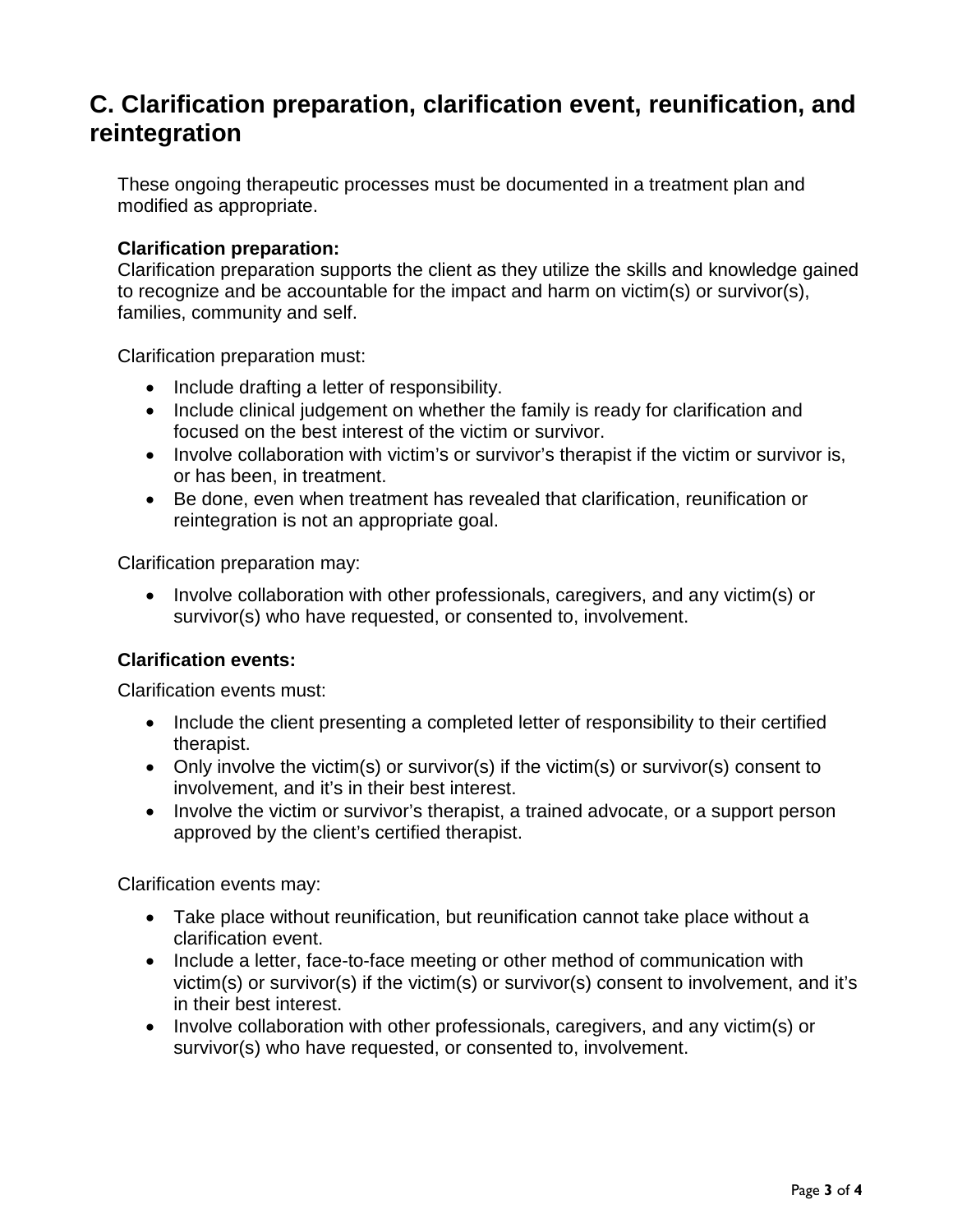## C. Clarification preparation, clarification event, reunification, and reintegration

These ongoing therapeutic processes must be documented in a treatment plan and modified as appropriate.

**Clarification preparation:**
Clarification preparation supports the client as they utilize the skills and knowledge gained to recognize and be accountable for the impact and harm on victim(s) or survivor(s), families, community and self.

Clarification preparation must:

- Include drafting a letter of responsibility.
- Include clinical judgement on whether the family is ready for clarification and focused on the best interest of the victim or survivor.
- Involve collaboration with victim's or survivor's therapist if the victim or survivor is, or has been, in treatment.
- Be done, even when treatment has revealed that clarification, reunification or reintegration is not an appropriate goal.

Clarification preparation may:

- Involve collaboration with other professionals, caregivers, and any victim(s) or survivor(s) who have requested, or consented to, involvement.

**Clarification events:**

Clarification events must:

- Include the client presenting a completed letter of responsibility to their certified therapist.
- Only involve the victim(s) or survivor(s) if the victim(s) or survivor(s) consent to involvement, and it's in their best interest.
- Involve the victim or survivor's therapist, a trained advocate, or a support person approved by the client's certified therapist.

Clarification events may:

- Take place without reunification, but reunification cannot take place without a clarification event.
- Include a letter, face-to-face meeting or other method of communication with victim(s) or survivor(s) if the victim(s) or survivor(s) consent to involvement, and it's in their best interest.
- Involve collaboration with other professionals, caregivers, and any victim(s) or survivor(s) who have requested, or consented to, involvement.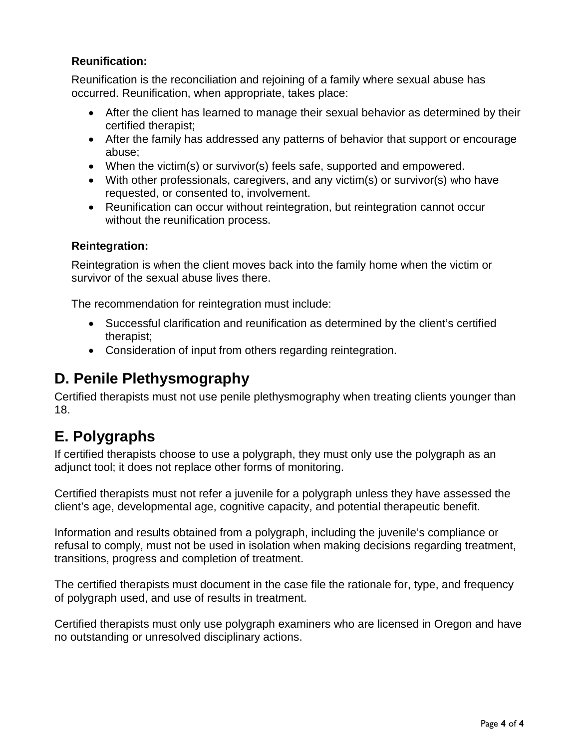### Reunification:

Reunification is the reconciliation and rejoining of a family where sexual abuse has occurred. Reunification, when appropriate, takes place:

- After the client has learned to manage their sexual behavior as determined by their certified therapist;
- After the family has addressed any patterns of behavior that support or encourage abuse;
- When the victim(s) or survivor(s) feels safe, supported and empowered.
- With other professionals, caregivers, and any victim(s) or survivor(s) who have requested, or consented to, involvement.
- Reunification can occur without reintegration, but reintegration cannot occur without the reunification process.

### Reintegration:

Reintegration is when the client moves back into the family home when the victim or survivor of the sexual abuse lives there.

The recommendation for reintegration must include:

- Successful clarification and reunification as determined by the client's certified therapist;
- Consideration of input from others regarding reintegration.

## D. Penile Plethysmography

Certified therapists must not use penile plethysmography when treating clients younger than 18.

## E. Polygraphs

If certified therapists choose to use a polygraph, they must only use the polygraph as an adjunct tool; it does not replace other forms of monitoring.

Certified therapists must not refer a juvenile for a polygraph unless they have assessed the client's age, developmental age, cognitive capacity, and potential therapeutic benefit.

Information and results obtained from a polygraph, including the juvenile's compliance or refusal to comply, must not be used in isolation when making decisions regarding treatment, transitions, progress and completion of treatment.

The certified therapists must document in the case file the rationale for, type, and frequency of polygraph used, and use of results in treatment.

Certified therapists must only use polygraph examiners who are licensed in Oregon and have no outstanding or unresolved disciplinary actions.